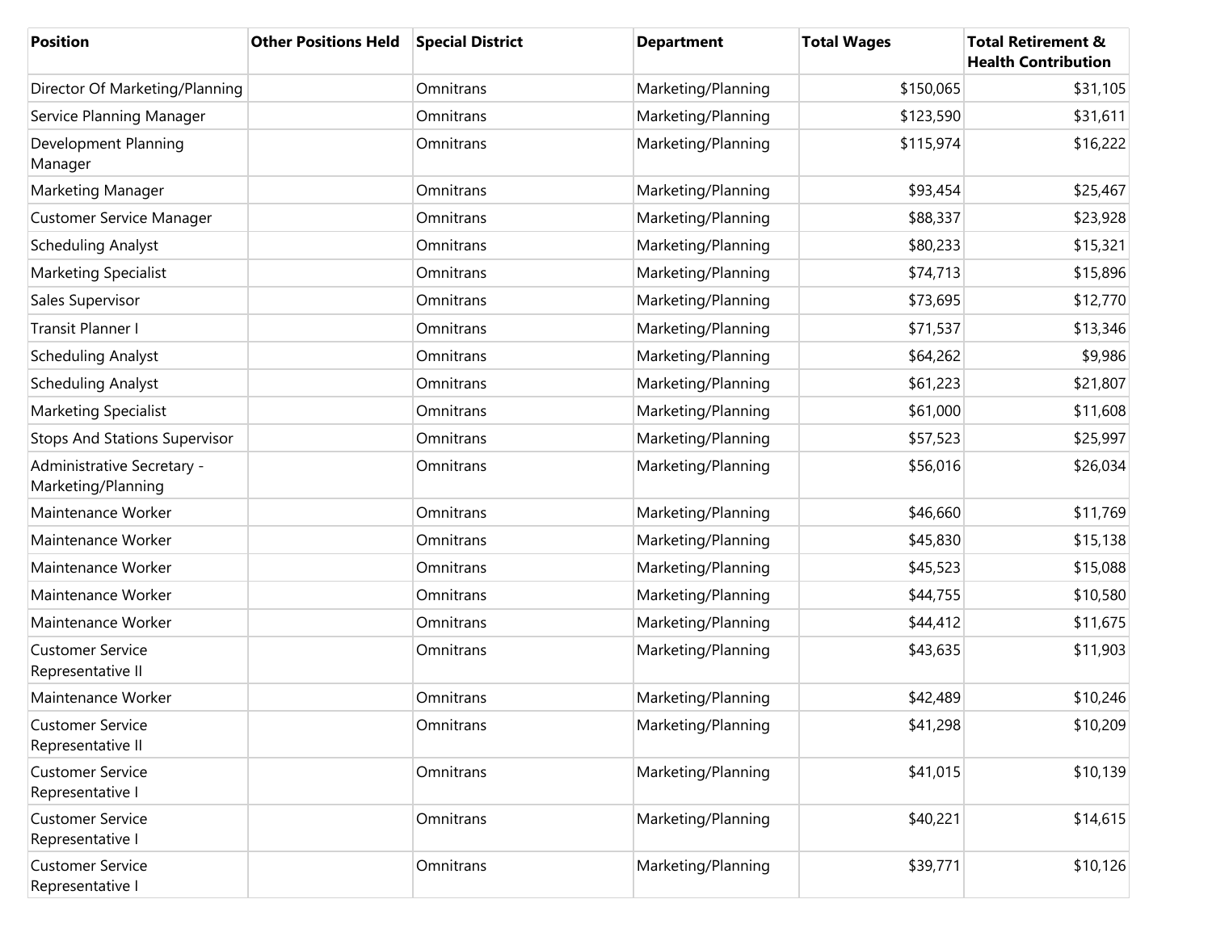| Position | Other Positions Held | Special District | Department | Total Wages | Total Retirement & Health Contribution |
|---|---|---|---|---|---|
| Director Of Marketing/Planning | | Omnitrans | Marketing/Planning | $150,065 | $31,105 |
| Service Planning Manager | | Omnitrans | Marketing/Planning | $123,590 | $31,611 |
| Development Planning Manager | | Omnitrans | Marketing/Planning | $115,974 | $16,222 |
| Marketing Manager | | Omnitrans | Marketing/Planning | $93,454 | $25,467 |
| Customer Service Manager | | Omnitrans | Marketing/Planning | $88,337 | $23,928 |
| Scheduling Analyst | | Omnitrans | Marketing/Planning | $80,233 | $15,321 |
| Marketing Specialist | | Omnitrans | Marketing/Planning | $74,713 | $15,896 |
| Sales Supervisor | | Omnitrans | Marketing/Planning | $73,695 | $12,770 |
| Transit Planner I | | Omnitrans | Marketing/Planning | $71,537 | $13,346 |
| Scheduling Analyst | | Omnitrans | Marketing/Planning | $64,262 | $9,986 |
| Scheduling Analyst | | Omnitrans | Marketing/Planning | $61,223 | $21,807 |
| Marketing Specialist | | Omnitrans | Marketing/Planning | $61,000 | $11,608 |
| Stops And Stations Supervisor | | Omnitrans | Marketing/Planning | $57,523 | $25,997 |
| Administrative Secretary - Marketing/Planning | | Omnitrans | Marketing/Planning | $56,016 | $26,034 |
| Maintenance Worker | | Omnitrans | Marketing/Planning | $46,660 | $11,769 |
| Maintenance Worker | | Omnitrans | Marketing/Planning | $45,830 | $15,138 |
| Maintenance Worker | | Omnitrans | Marketing/Planning | $45,523 | $15,088 |
| Maintenance Worker | | Omnitrans | Marketing/Planning | $44,755 | $10,580 |
| Maintenance Worker | | Omnitrans | Marketing/Planning | $44,412 | $11,675 |
| Customer Service Representative II | | Omnitrans | Marketing/Planning | $43,635 | $11,903 |
| Maintenance Worker | | Omnitrans | Marketing/Planning | $42,489 | $10,246 |
| Customer Service Representative II | | Omnitrans | Marketing/Planning | $41,298 | $10,209 |
| Customer Service Representative I | | Omnitrans | Marketing/Planning | $41,015 | $10,139 |
| Customer Service Representative I | | Omnitrans | Marketing/Planning | $40,221 | $14,615 |
| Customer Service Representative I | | Omnitrans | Marketing/Planning | $39,771 | $10,126 |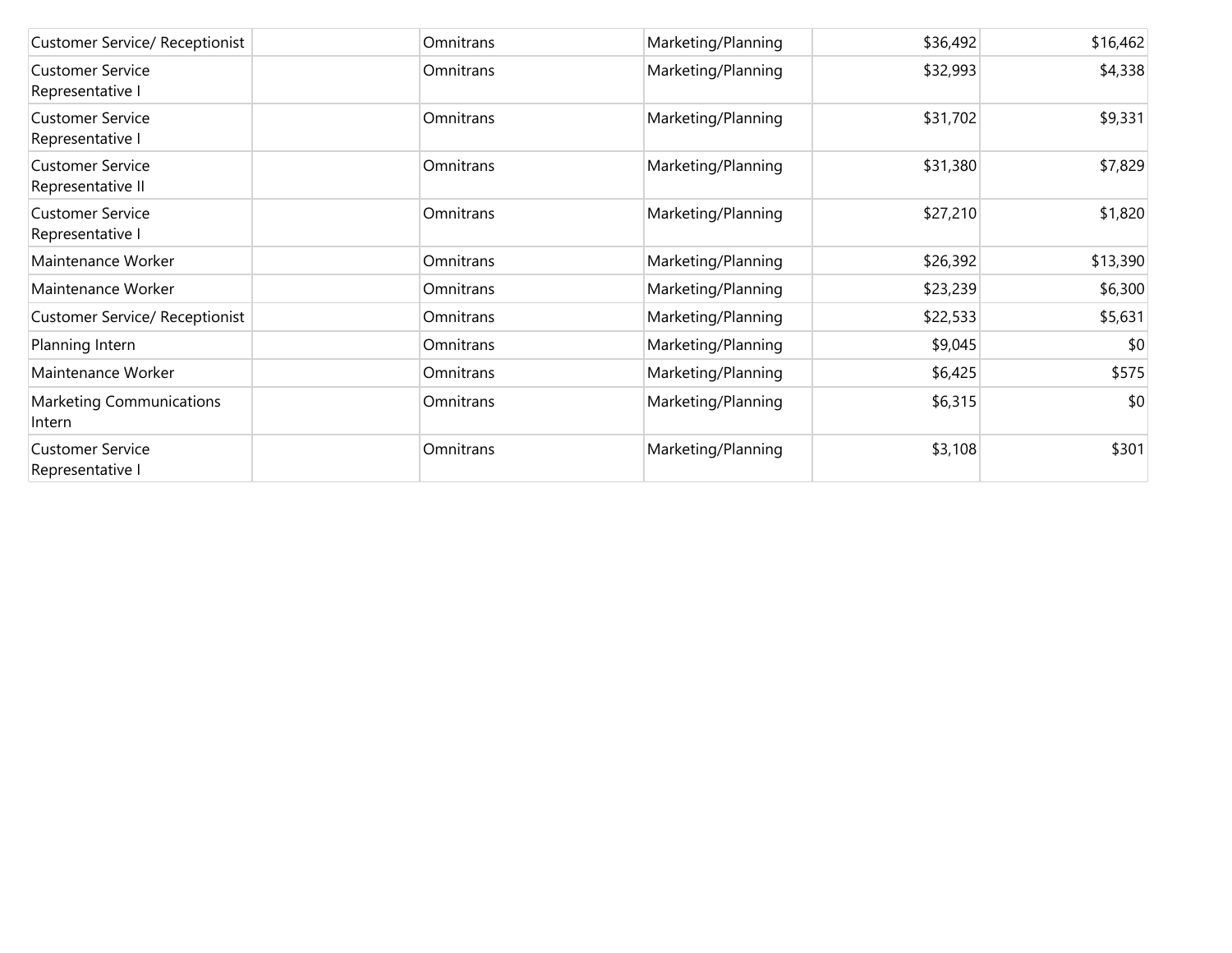| | | | | | |
|---|---|---|---|---|---|
| Customer Service/ Receptionist | | Omnitrans | Marketing/Planning | $36,492 | $16,462 |
| Customer Service Representative I | | Omnitrans | Marketing/Planning | $32,993 | $4,338 |
| Customer Service Representative I | | Omnitrans | Marketing/Planning | $31,702 | $9,331 |
| Customer Service Representative II | | Omnitrans | Marketing/Planning | $31,380 | $7,829 |
| Customer Service Representative I | | Omnitrans | Marketing/Planning | $27,210 | $1,820 |
| Maintenance Worker | | Omnitrans | Marketing/Planning | $26,392 | $13,390 |
| Maintenance Worker | | Omnitrans | Marketing/Planning | $23,239 | $6,300 |
| Customer Service/ Receptionist | | Omnitrans | Marketing/Planning | $22,533 | $5,631 |
| Planning Intern | | Omnitrans | Marketing/Planning | $9,045 | $0 |
| Maintenance Worker | | Omnitrans | Marketing/Planning | $6,425 | $575 |
| Marketing Communications Intern | | Omnitrans | Marketing/Planning | $6,315 | $0 |
| Customer Service Representative I | | Omnitrans | Marketing/Planning | $3,108 | $301 |